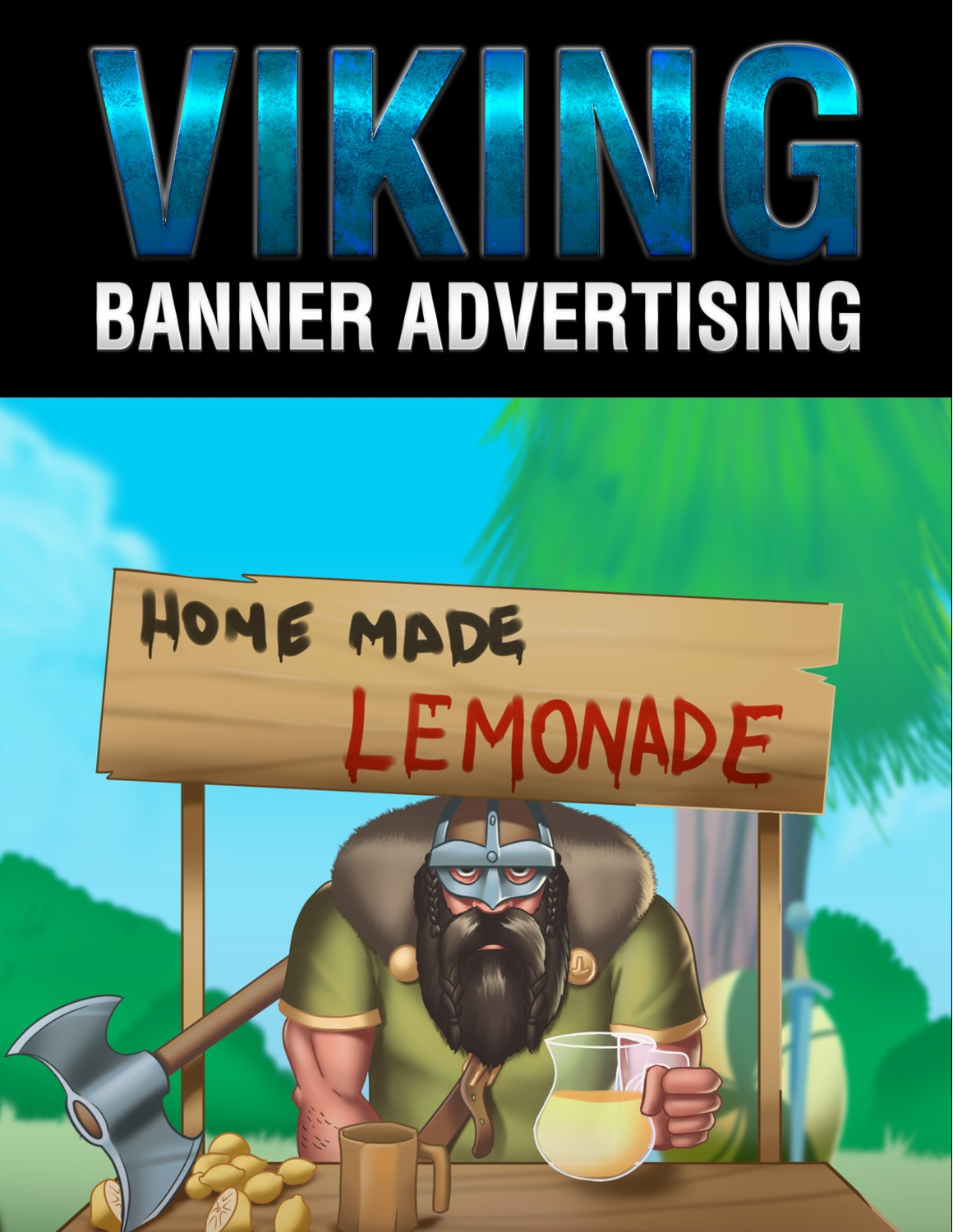# VIKING

## BANNER ADVERTISING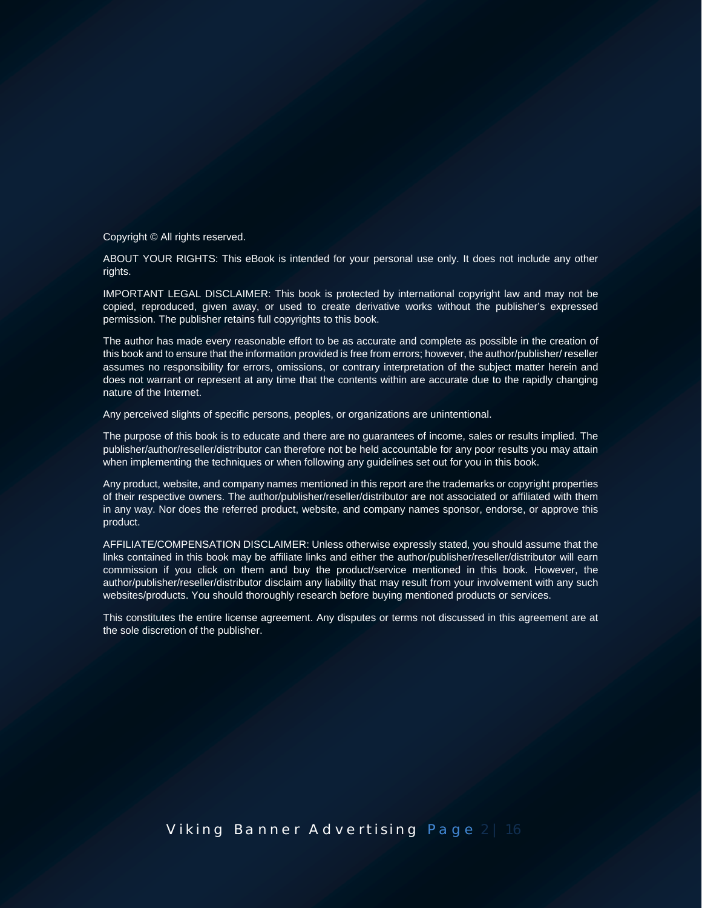Copyright © All rights reserved.

ABOUT YOUR RIGHTS: This eBook is intended for your personal use only. It does not include any other rights.

IMPORTANT LEGAL DISCLAIMER: This book is protected by international copyright law and may not be copied, reproduced, given away, or used to create derivative works without the publisher's expressed permission. The publisher retains full copyrights to this book.

The author has made every reasonable effort to be as accurate and complete as possible in the creation of this book and to ensure that the information provided is free from errors; however, the author/publisher/ reseller assumes no responsibility for errors, omissions, or contrary interpretation of the subject matter herein and does not warrant or represent at any time that the contents within are accurate due to the rapidly changing nature of the Internet.

Any perceived slights of specific persons, peoples, or organizations are unintentional.

The purpose of this book is to educate and there are no guarantees of income, sales or results implied. The publisher/author/reseller/distributor can therefore not be held accountable for any poor results you may attain when implementing the techniques or when following any guidelines set out for you in this book.

Any product, website, and company names mentioned in this report are the trademarks or copyright properties of their respective owners. The author/publisher/reseller/distributor are not associated or affiliated with them in any way. Nor does the referred product, website, and company names sponsor, endorse, or approve this product.

AFFILIATE/COMPENSATION DISCLAIMER: Unless otherwise expressly stated, you should assume that the links contained in this book may be affiliate links and either the author/publisher/reseller/distributor will earn commission if you click on them and buy the product/service mentioned in this book. However, the author/publisher/reseller/distributor disclaim any liability that may result from your involvement with any such websites/products. You should thoroughly research before buying mentioned products or services.

This constitutes the entire license agreement. Any disputes or terms not discussed in this agreement are at the sole discretion of the publisher.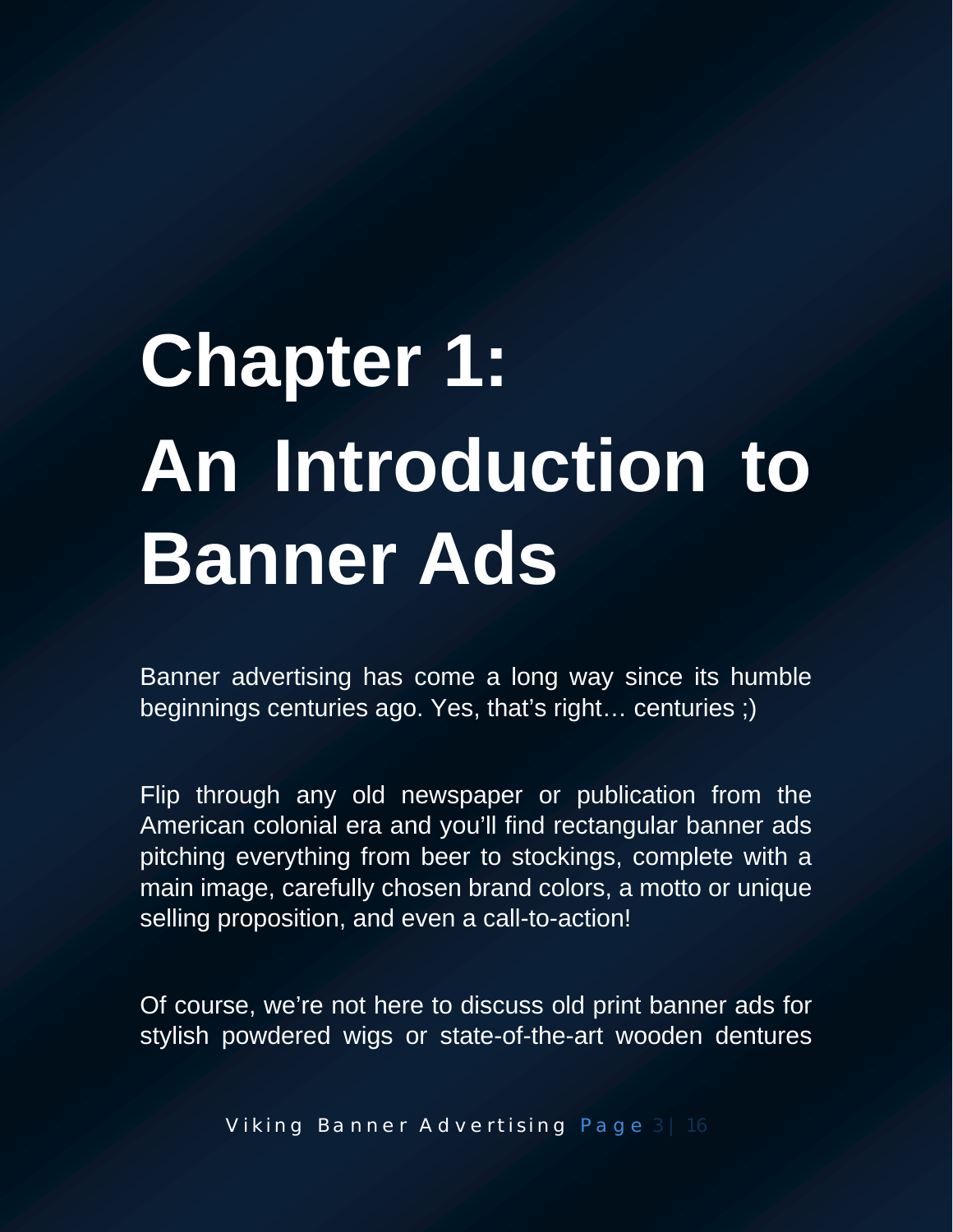# Chapter 1: An Introduction to Banner Ads

Banner advertising has come a long way since its humble beginnings centuries ago. Yes, that's right… centuries ;)

Flip through any old newspaper or publication from the American colonial era and you'll find rectangular banner ads pitching everything from beer to stockings, complete with a main image, carefully chosen brand colors, a motto or unique selling proposition, and even a call-to-action!

Of course, we're not here to discuss old print banner ads for stylish powdered wigs or state-of-the-art wooden dentures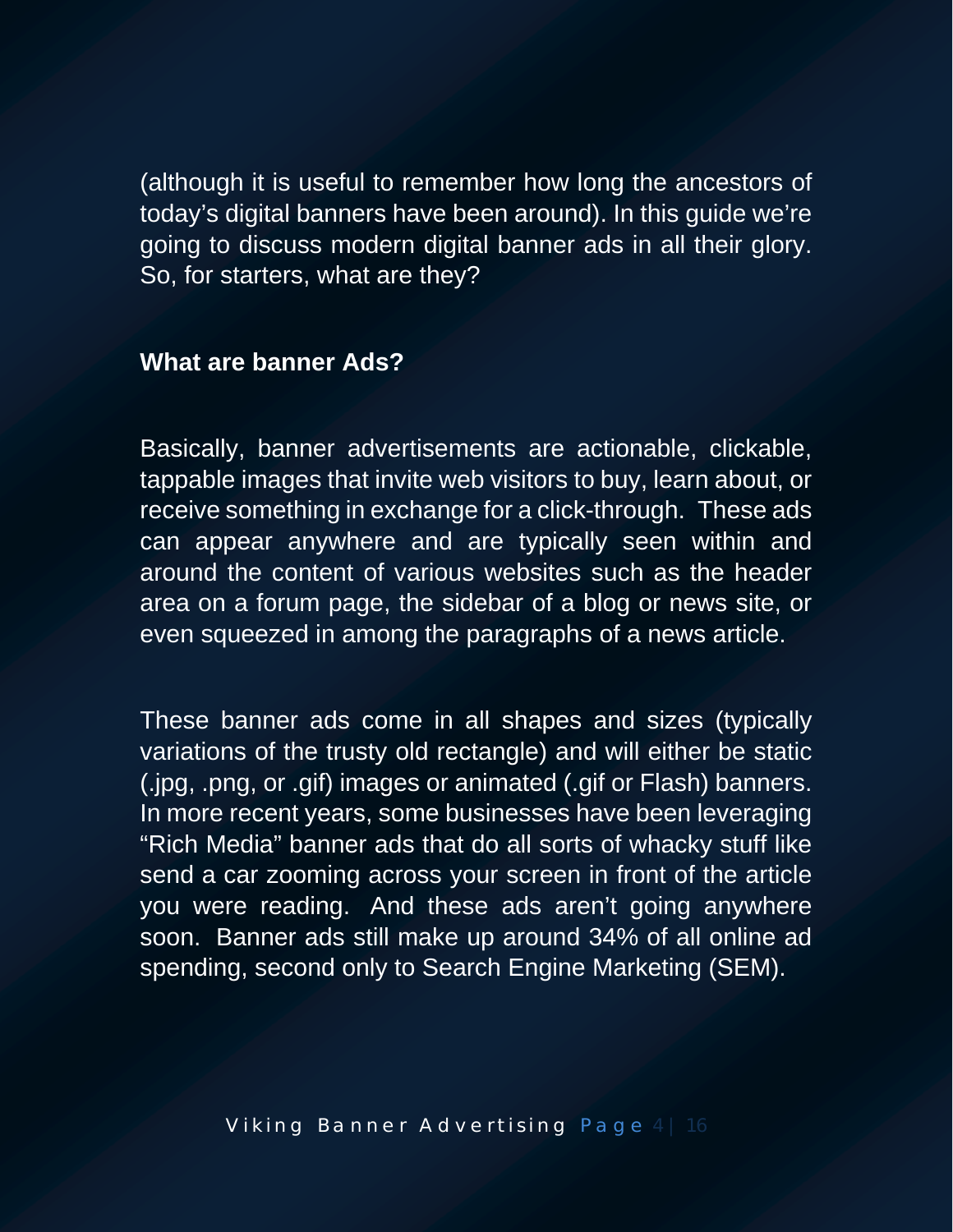(although it is useful to remember how long the ancestors of today's digital banners have been around). In this guide we're going to discuss modern digital banner ads in all their glory. So, for starters, what are they?

## What are banner Ads?

Basically, banner advertisements are actionable, clickable, tappable images that invite web visitors to buy, learn about, or receive something in exchange for a click-through. These ads can appear anywhere and are typically seen within and around the content of various websites such as the header area on a forum page, the sidebar of a blog or news site, or even squeezed in among the paragraphs of a news article.

These banner ads come in all shapes and sizes (typically variations of the trusty old rectangle) and will either be static (.jpg, .png, or .gif) images or animated (.gif or Flash) banners. In more recent years, some businesses have been leveraging "Rich Media" banner ads that do all sorts of whacky stuff like send a car zooming across your screen in front of the article you were reading. And these ads aren't going anywhere soon. Banner ads still make up around 34% of all online ad spending, second only to Search Engine Marketing (SEM).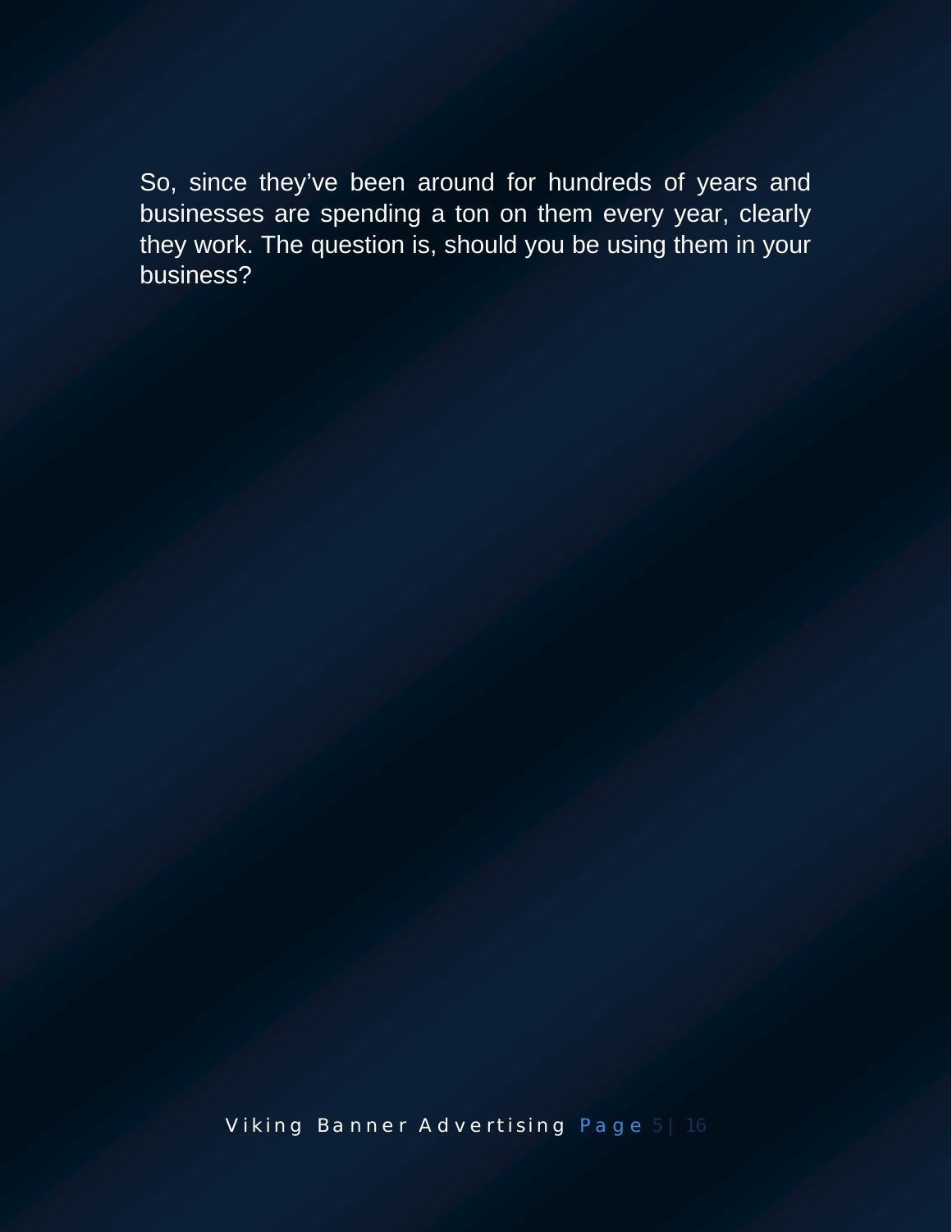So, since they've been around for hundreds of years and businesses are spending a ton on them every year, clearly they work. The question is, should you be using them in your business?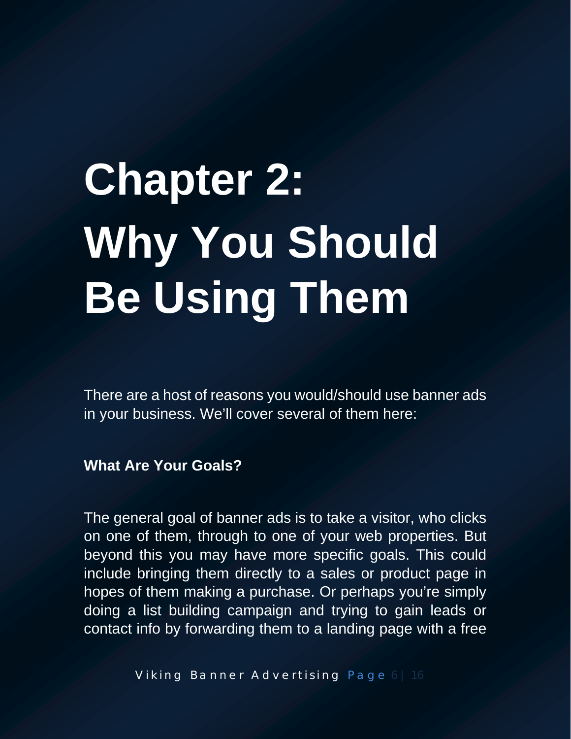# Chapter 2: Why You Should Be Using Them

There are a host of reasons you would/should use banner ads in your business. We'll cover several of them here:

**What Are Your Goals?**

The general goal of banner ads is to take a visitor, who clicks on one of them, through to one of your web properties. But beyond this you may have more specific goals. This could include bringing them directly to a sales or product page in hopes of them making a purchase. Or perhaps you're simply doing a list building campaign and trying to gain leads or contact info by forwarding them to a landing page with a free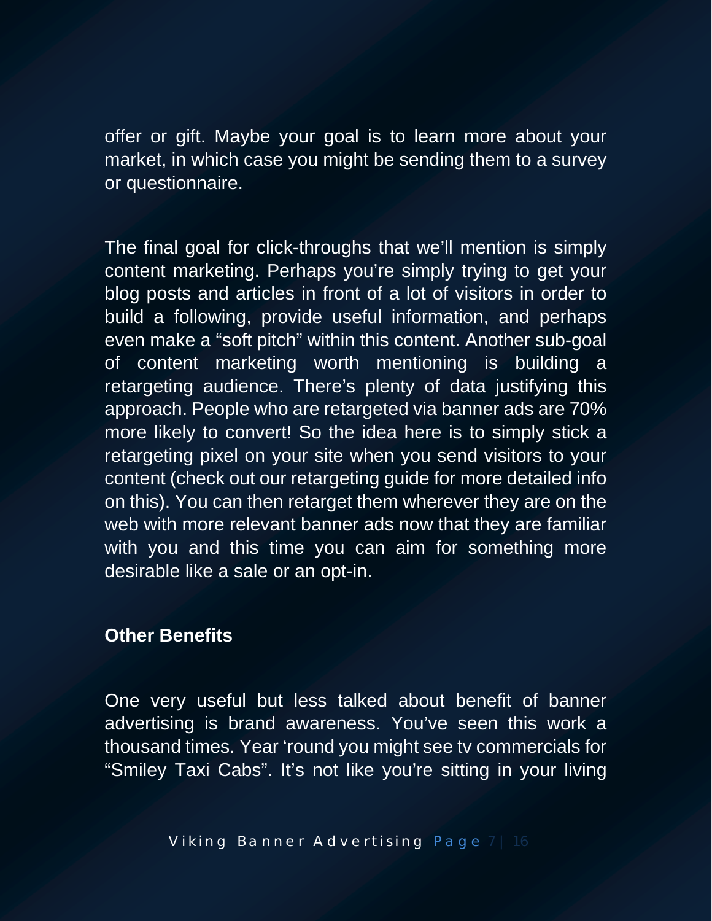offer or gift. Maybe your goal is to learn more about your market, in which case you might be sending them to a survey or questionnaire.

The final goal for click-throughs that we'll mention is simply content marketing. Perhaps you're simply trying to get your blog posts and articles in front of a lot of visitors in order to build a following, provide useful information, and perhaps even make a "soft pitch" within this content. Another sub-goal of content marketing worth mentioning is building a retargeting audience. There's plenty of data justifying this approach. People who are retargeted via banner ads are 70% more likely to convert! So the idea here is to simply stick a retargeting pixel on your site when you send visitors to your content (check out our retargeting guide for more detailed info on this). You can then retarget them wherever they are on the web with more relevant banner ads now that they are familiar with you and this time you can aim for something more desirable like a sale or an opt-in.

**Other Benefits**

One very useful but less talked about benefit of banner advertising is brand awareness. You've seen this work a thousand times. Year 'round you might see tv commercials for "Smiley Taxi Cabs". It's not like you're sitting in your living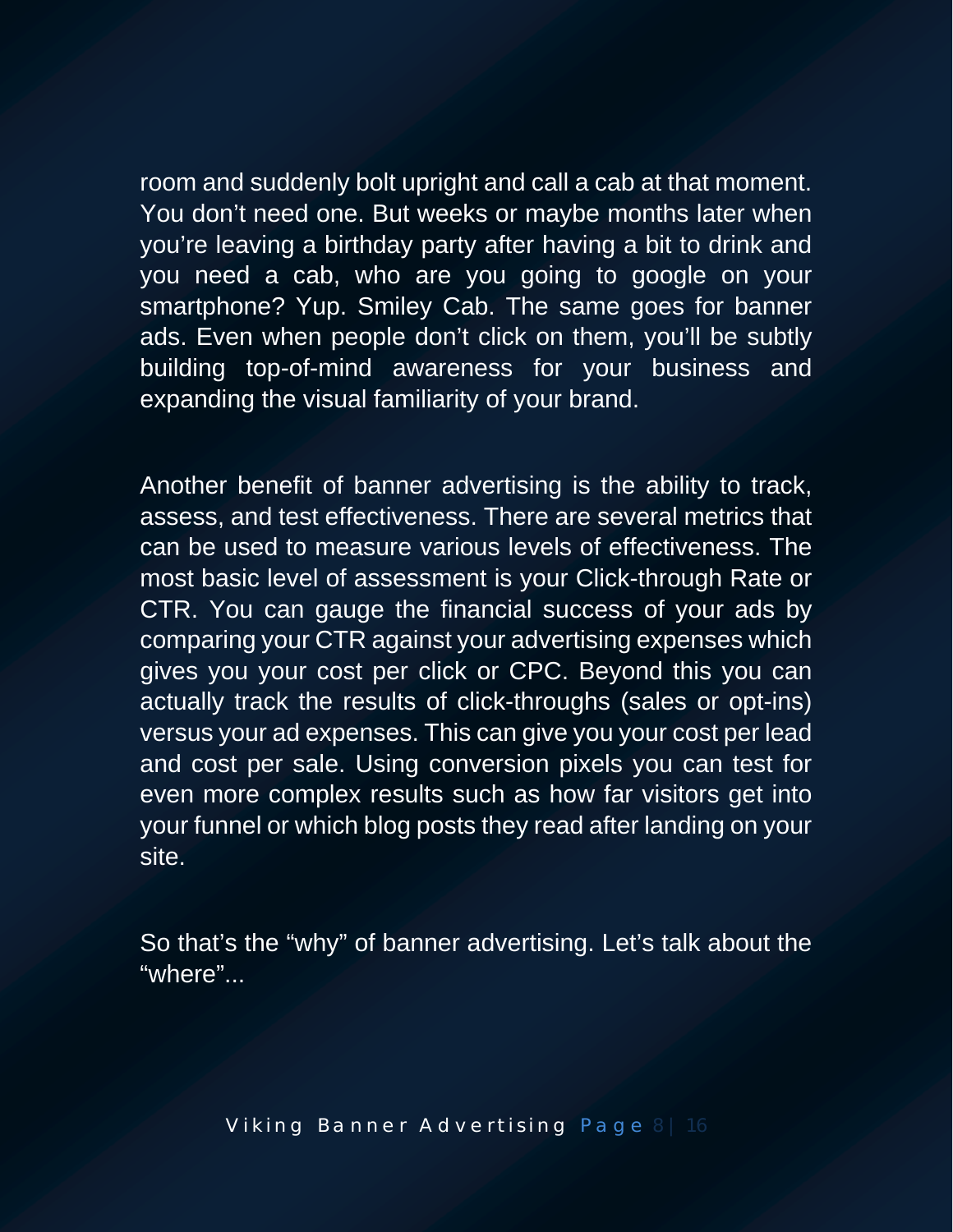room and suddenly bolt upright and call a cab at that moment. You don't need one. But weeks or maybe months later when you're leaving a birthday party after having a bit to drink and you need a cab, who are you going to google on your smartphone? Yup. Smiley Cab. The same goes for banner ads. Even when people don't click on them, you'll be subtly building top-of-mind awareness for your business and expanding the visual familiarity of your brand.

Another benefit of banner advertising is the ability to track, assess, and test effectiveness. There are several metrics that can be used to measure various levels of effectiveness. The most basic level of assessment is your Click-through Rate or CTR. You can gauge the financial success of your ads by comparing your CTR against your advertising expenses which gives you your cost per click or CPC. Beyond this you can actually track the results of click-throughs (sales or opt-ins) versus your ad expenses. This can give you your cost per lead and cost per sale. Using conversion pixels you can test for even more complex results such as how far visitors get into your funnel or which blog posts they read after landing on your site.

So that's the "why" of banner advertising. Let's talk about the "where"...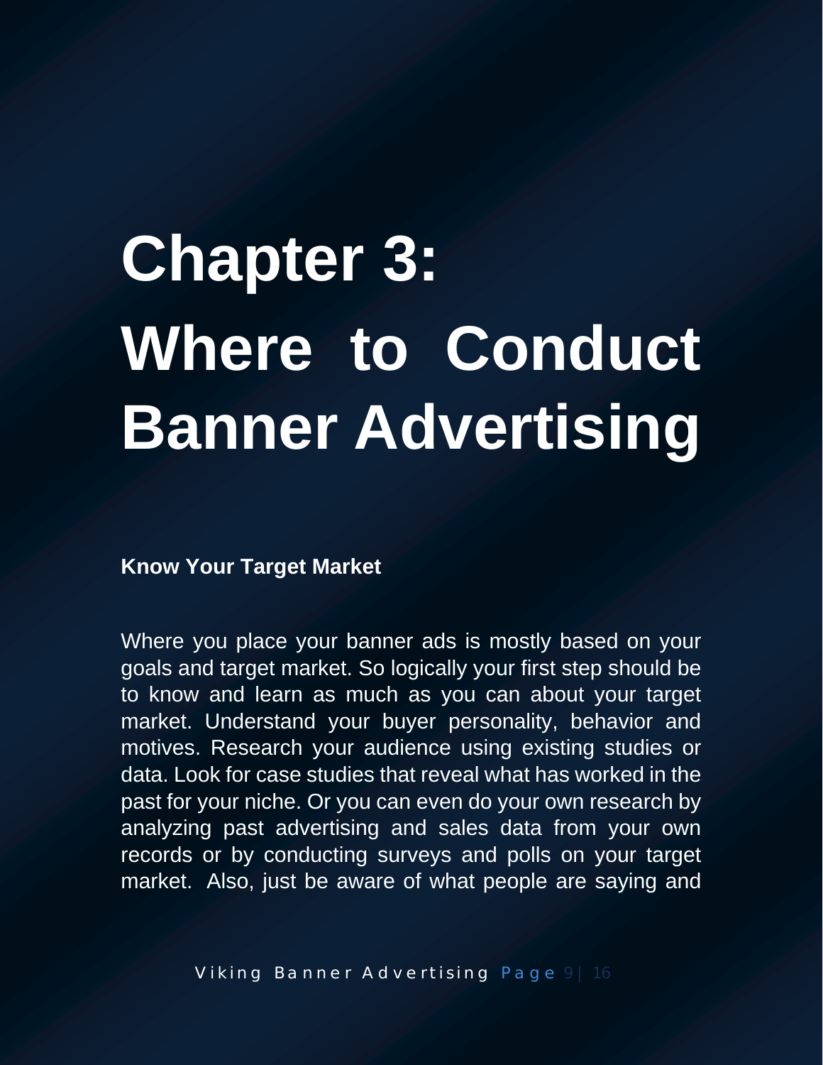# Chapter 3: Where to Conduct Banner Advertising

**Know Your Target Market**

Where you place your banner ads is mostly based on your goals and target market. So logically your first step should be to know and learn as much as you can about your target market. Understand your buyer personality, behavior and motives. Research your audience using existing studies or data. Look for case studies that reveal what has worked in the past for your niche. Or you can even do your own research by analyzing past advertising and sales data from your own records or by conducting surveys and polls on your target market. Also, just be aware of what people are saying and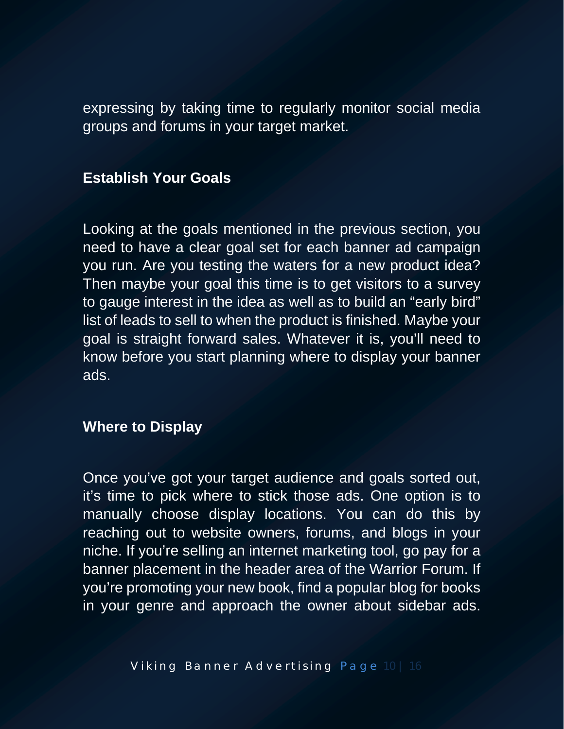expressing by taking time to regularly monitor social media groups and forums in your target market.

**Establish Your Goals**

Looking at the goals mentioned in the previous section, you need to have a clear goal set for each banner ad campaign you run. Are you testing the waters for a new product idea? Then maybe your goal this time is to get visitors to a survey to gauge interest in the idea as well as to build an "early bird" list of leads to sell to when the product is finished. Maybe your goal is straight forward sales. Whatever it is, you'll need to know before you start planning where to display your banner ads.

**Where to Display**

Once you've got your target audience and goals sorted out, it's time to pick where to stick those ads. One option is to manually choose display locations. You can do this by reaching out to website owners, forums, and blogs in your niche. If you're selling an internet marketing tool, go pay for a banner placement in the header area of the Warrior Forum. If you're promoting your new book, find a popular blog for books in your genre and approach the owner about sidebar ads.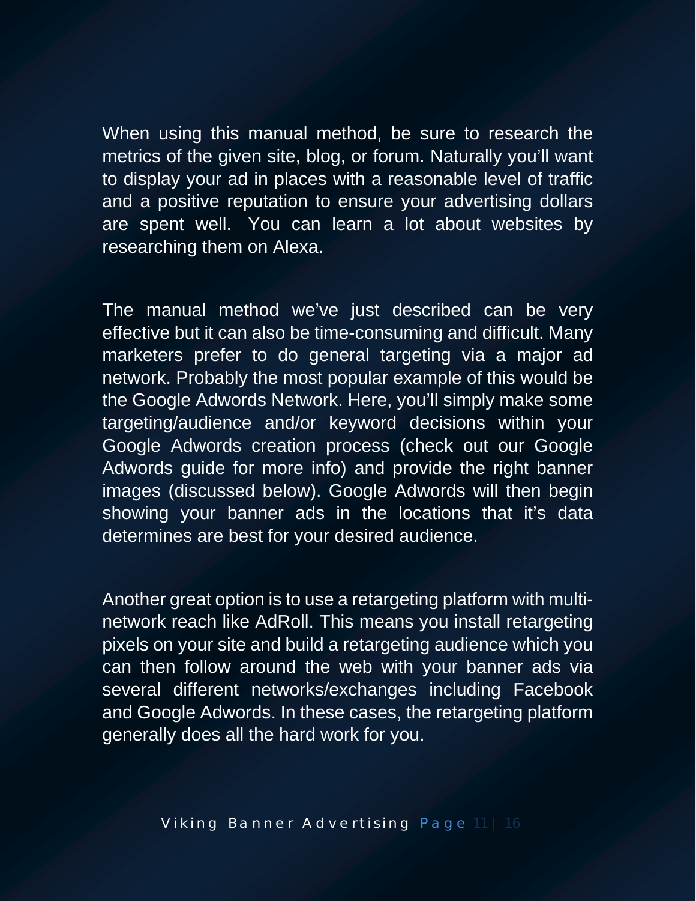When using this manual method, be sure to research the metrics of the given site, blog, or forum. Naturally you'll want to display your ad in places with a reasonable level of traffic and a positive reputation to ensure your advertising dollars are spent well. You can learn a lot about websites by researching them on Alexa.

The manual method we've just described can be very effective but it can also be time-consuming and difficult. Many marketers prefer to do general targeting via a major ad network. Probably the most popular example of this would be the Google Adwords Network. Here, you'll simply make some targeting/audience and/or keyword decisions within your Google Adwords creation process (check out our Google Adwords guide for more info) and provide the right banner images (discussed below). Google Adwords will then begin showing your banner ads in the locations that it's data determines are best for your desired audience.

Another great option is to use a retargeting platform with multi-network reach like AdRoll. This means you install retargeting pixels on your site and build a retargeting audience which you can then follow around the web with your banner ads via several different networks/exchanges including Facebook and Google Adwords. In these cases, the retargeting platform generally does all the hard work for you.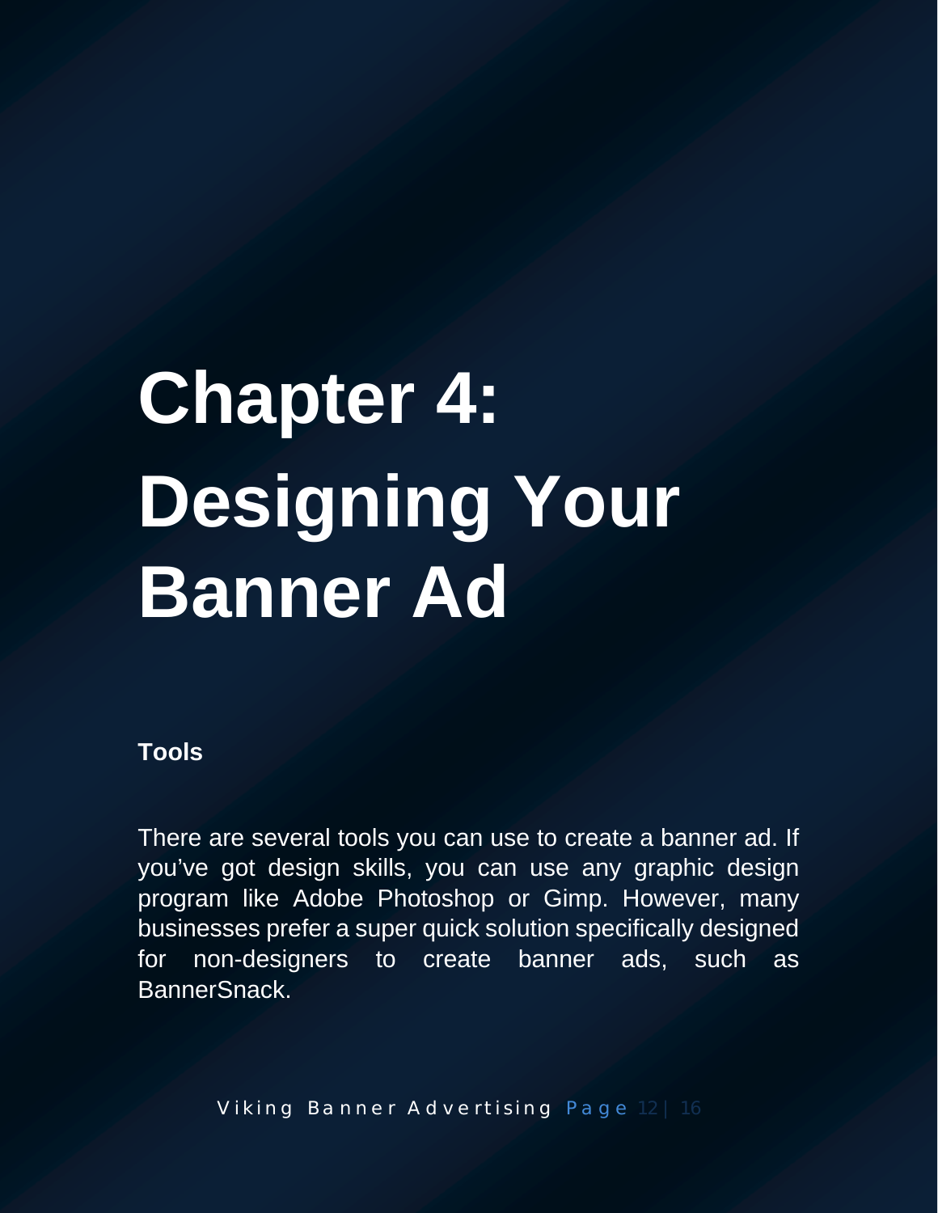# Chapter 4: Designing Your Banner Ad

**Tools**

There are several tools you can use to create a banner ad. If you've got design skills, you can use any graphic design program like Adobe Photoshop or Gimp. However, many businesses prefer a super quick solution specifically designed for non-designers to create banner ads, such as BannerSnack.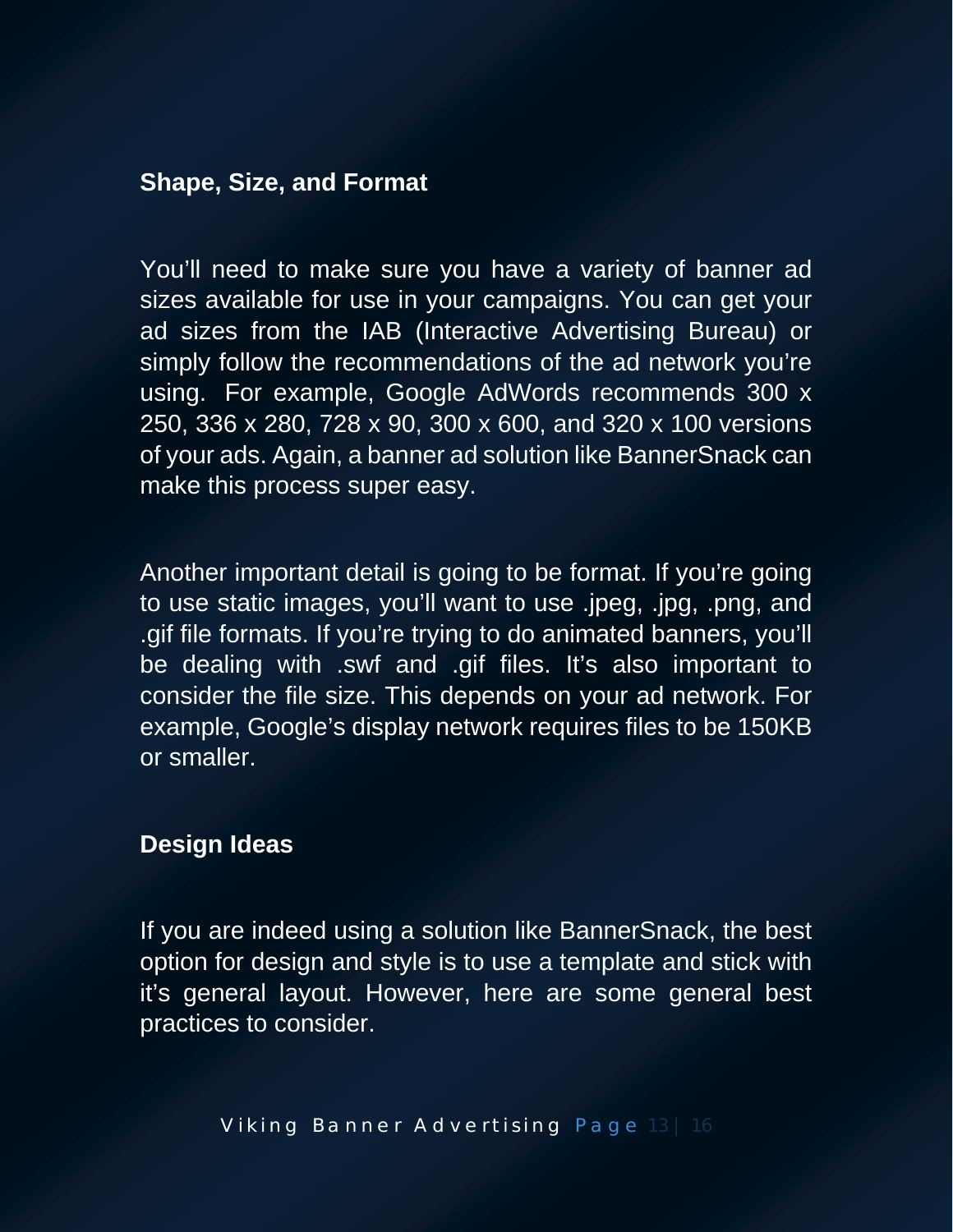## Shape, Size, and Format

You'll need to make sure you have a variety of banner ad sizes available for use in your campaigns. You can get your ad sizes from the IAB (Interactive Advertising Bureau) or simply follow the recommendations of the ad network you're using. For example, Google AdWords recommends 300 x 250, 336 x 280, 728 x 90, 300 x 600, and 320 x 100 versions of your ads. Again, a banner ad solution like BannerSnack can make this process super easy.

Another important detail is going to be format. If you're going to use static images, you'll want to use .jpeg, .jpg, .png, and .gif file formats. If you're trying to do animated banners, you'll be dealing with .swf and .gif files. It's also important to consider the file size. This depends on your ad network. For example, Google's display network requires files to be 150KB or smaller.

## Design Ideas

If you are indeed using a solution like BannerSnack, the best option for design and style is to use a template and stick with it's general layout. However, here are some general best practices to consider.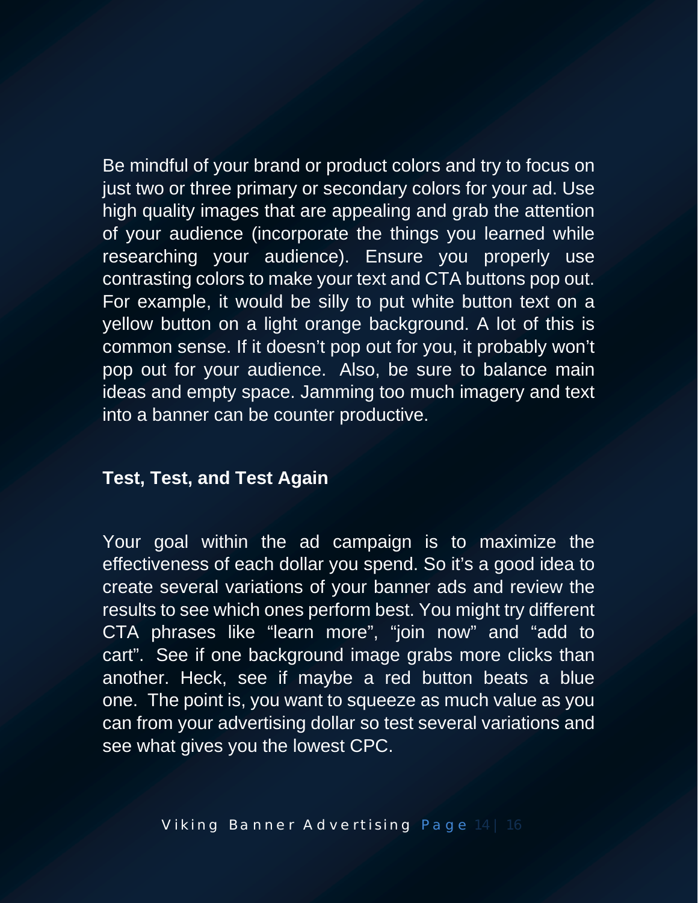Be mindful of your brand or product colors and try to focus on just two or three primary or secondary colors for your ad. Use high quality images that are appealing and grab the attention of your audience (incorporate the things you learned while researching your audience). Ensure you properly use contrasting colors to make your text and CTA buttons pop out. For example, it would be silly to put white button text on a yellow button on a light orange background. A lot of this is common sense. If it doesn't pop out for you, it probably won't pop out for your audience. Also, be sure to balance main ideas and empty space. Jamming too much imagery and text into a banner can be counter productive.

**Test, Test, and Test Again**

Your goal within the ad campaign is to maximize the effectiveness of each dollar you spend. So it's a good idea to create several variations of your banner ads and review the results to see which ones perform best. You might try different CTA phrases like "learn more", "join now" and "add to cart". See if one background image grabs more clicks than another. Heck, see if maybe a red button beats a blue one. The point is, you want to squeeze as much value as you can from your advertising dollar so test several variations and see what gives you the lowest CPC.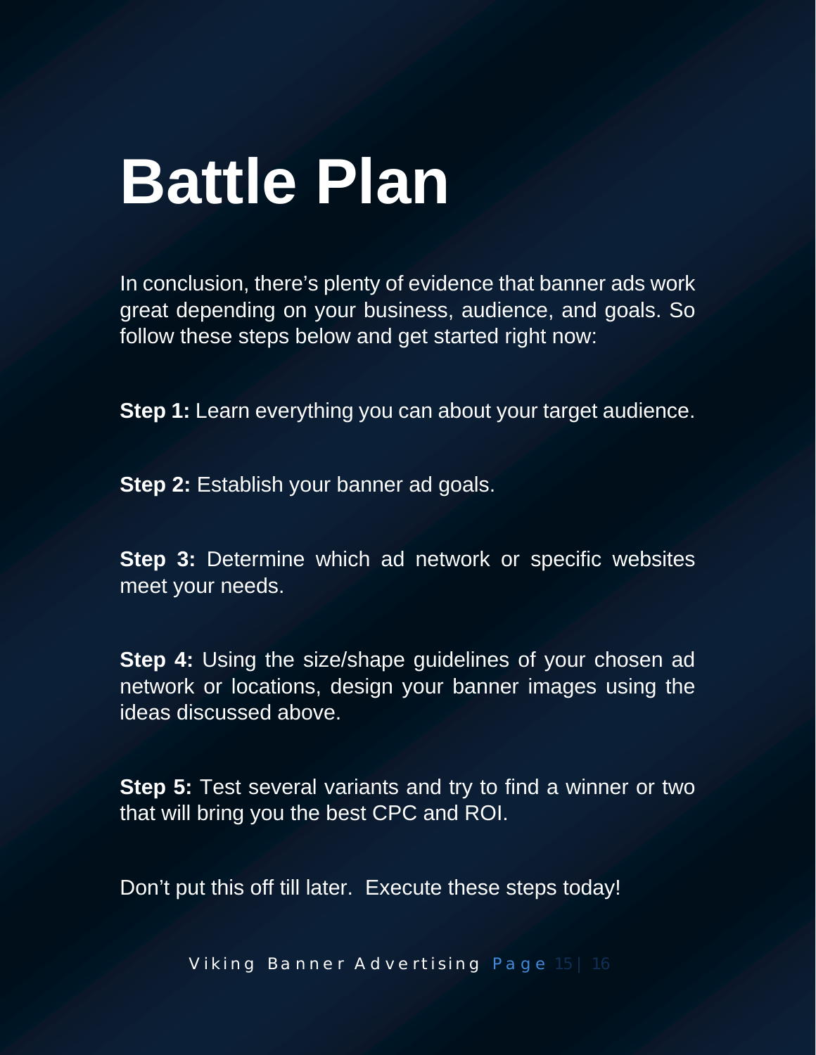# Battle Plan

In conclusion, there's plenty of evidence that banner ads work great depending on your business, audience, and goals. So follow these steps below and get started right now:

**Step 1:** Learn everything you can about your target audience.

**Step 2:** Establish your banner ad goals.

**Step 3:** Determine which ad network or specific websites meet your needs.

**Step 4:** Using the size/shape guidelines of your chosen ad network or locations, design your banner images using the ideas discussed above.

**Step 5:** Test several variants and try to find a winner or two that will bring you the best CPC and ROI.

Don't put this off till later. Execute these steps today!